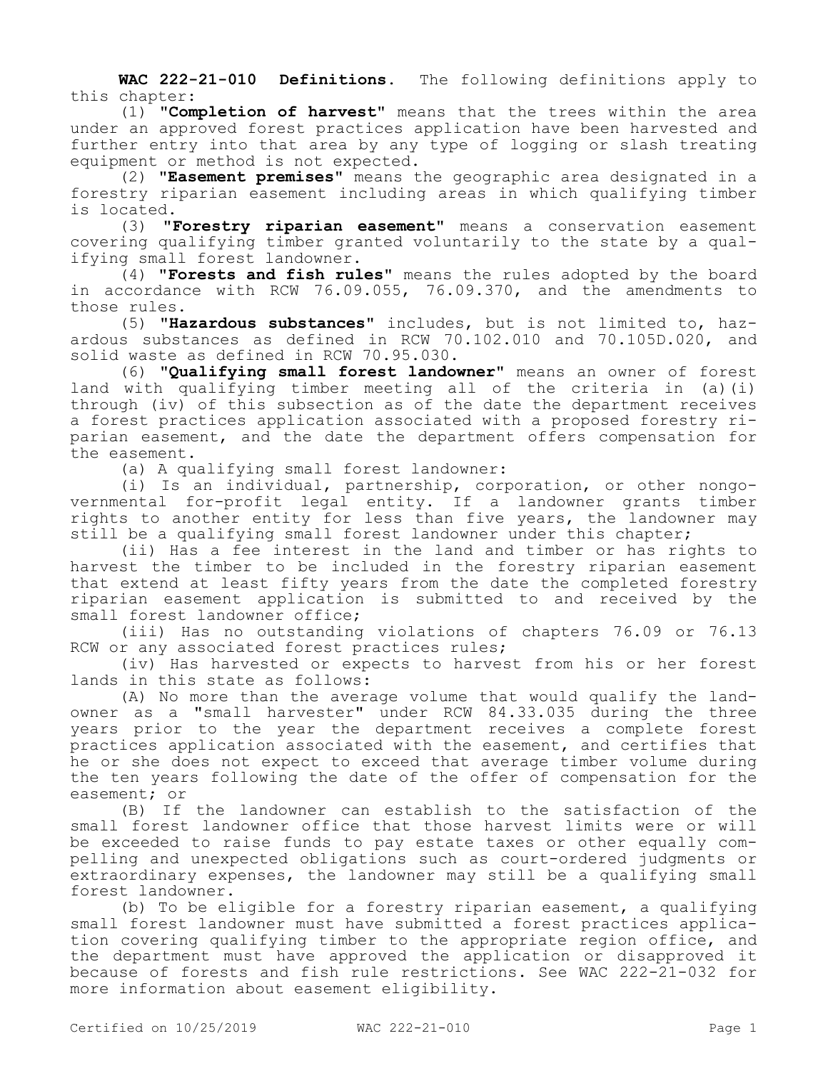**WAC 222-21-010 Definitions.** The following definitions apply to this chapter:

(1) "**Completion of harvest**" means that the trees within the area under an approved forest practices application have been harvested and further entry into that area by any type of logging or slash treating equipment or method is not expected.

(2) "**Easement premises**" means the geographic area designated in a forestry riparian easement including areas in which qualifying timber is located.

(3) "**Forestry riparian easement**" means a conservation easement covering qualifying timber granted voluntarily to the state by a qualifying small forest landowner.

(4) "**Forests and fish rules**" means the rules adopted by the board in accordance with RCW 76.09.055, 76.09.370, and the amendments to those rules.

(5) "**Hazardous substances**" includes, but is not limited to, hazardous substances as defined in RCW 70.102.010 and 70.105D.020, and solid waste as defined in RCW 70.95.030.

(6) "**Qualifying small forest landowner**" means an owner of forest land with qualifying timber meeting all of the criteria in (a)(i) through (iv) of this subsection as of the date the department receives a forest practices application associated with a proposed forestry riparian easement, and the date the department offers compensation for the easement.

(a) A qualifying small forest landowner:

(i) Is an individual, partnership, corporation, or other nongovernmental for-profit legal entity. If a landowner grants timber rights to another entity for less than five years, the landowner may still be a qualifying small forest landowner under this chapter;

(ii) Has a fee interest in the land and timber or has rights to harvest the timber to be included in the forestry riparian easement that extend at least fifty years from the date the completed forestry riparian easement application is submitted to and received by the small forest landowner office;

(iii) Has no outstanding violations of chapters 76.09 or 76.13 RCW or any associated forest practices rules;

(iv) Has harvested or expects to harvest from his or her forest lands in this state as follows:

(A) No more than the average volume that would qualify the landowner as a "small harvester" under RCW 84.33.035 during the three years prior to the year the department receives a complete forest practices application associated with the easement, and certifies that he or she does not expect to exceed that average timber volume during the ten years following the date of the offer of compensation for the easement; or

(B) If the landowner can establish to the satisfaction of the small forest landowner office that those harvest limits were or will be exceeded to raise funds to pay estate taxes or other equally compelling and unexpected obligations such as court-ordered judgments or extraordinary expenses, the landowner may still be a qualifying small forest landowner.

(b) To be eligible for a forestry riparian easement, a qualifying small forest landowner must have submitted a forest practices application covering qualifying timber to the appropriate region office, and the department must have approved the application or disapproved it because of forests and fish rule restrictions. See WAC 222-21-032 for more information about easement eligibility.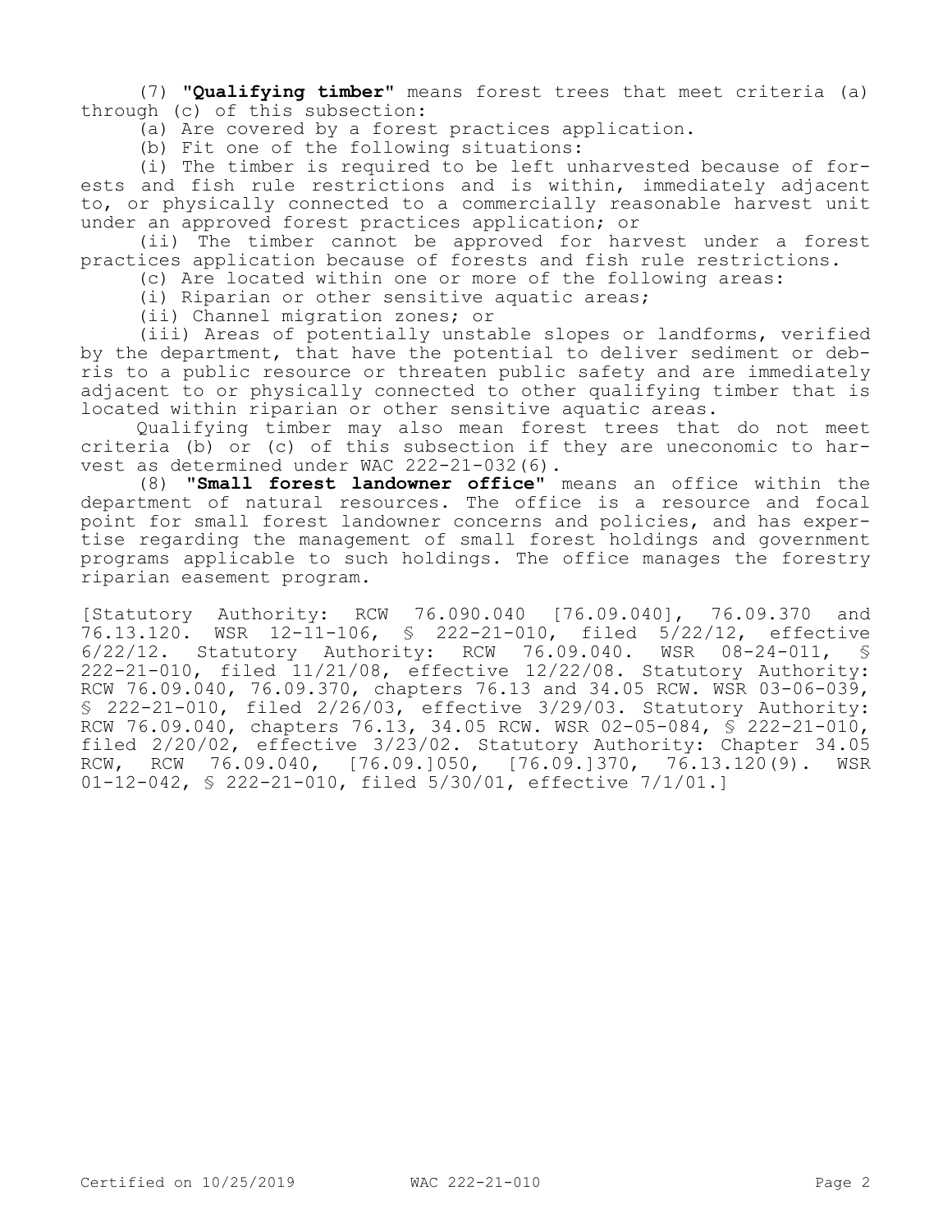(7) "**Qualifying timber**" means forest trees that meet criteria (a) through (c) of this subsection:

(a) Are covered by a forest practices application.

(b) Fit one of the following situations:

(i) The timber is required to be left unharvested because of forests and fish rule restrictions and is within, immediately adjacent to, or physically connected to a commercially reasonable harvest unit under an approved forest practices application; or

(ii) The timber cannot be approved for harvest under a forest practices application because of forests and fish rule restrictions.

(c) Are located within one or more of the following areas:

(i) Riparian or other sensitive aquatic areas;

(ii) Channel migration zones; or

(iii) Areas of potentially unstable slopes or landforms, verified by the department, that have the potential to deliver sediment or debris to a public resource or threaten public safety and are immediately adjacent to or physically connected to other qualifying timber that is located within riparian or other sensitive aquatic areas.

Qualifying timber may also mean forest trees that do not meet criteria (b) or (c) of this subsection if they are uneconomic to harvest as determined under WAC 222-21-032(6).

(8) "**Small forest landowner office**" means an office within the department of natural resources. The office is a resource and focal point for small forest landowner concerns and policies, and has expertise regarding the management of small forest holdings and government programs applicable to such holdings. The office manages the forestry riparian easement program.

[Statutory Authority: RCW 76.090.040 [76.09.040], 76.09.370 and 76.13.120. WSR 12-11-106, § 222-21-010, filed 5/22/12, effective 6/22/12. Statutory Authority: RCW 76.09.040. WSR 08-24-011, § 222-21-010, filed 11/21/08, effective 12/22/08. Statutory Authority: RCW 76.09.040, 76.09.370, chapters 76.13 and 34.05 RCW. WSR 03-06-039, § 222-21-010, filed 2/26/03, effective 3/29/03. Statutory Authority: RCW 76.09.040, chapters 76.13, 34.05 RCW. WSR 02-05-084, § 222-21-010, filed 2/20/02, effective 3/23/02. Statutory Authority: Chapter 34.05 RCW, RCW 76.09.040, [76.09.]050, [76.09.]370, 76.13.120(9). WSR 01-12-042, § 222-21-010, filed 5/30/01, effective 7/1/01.]